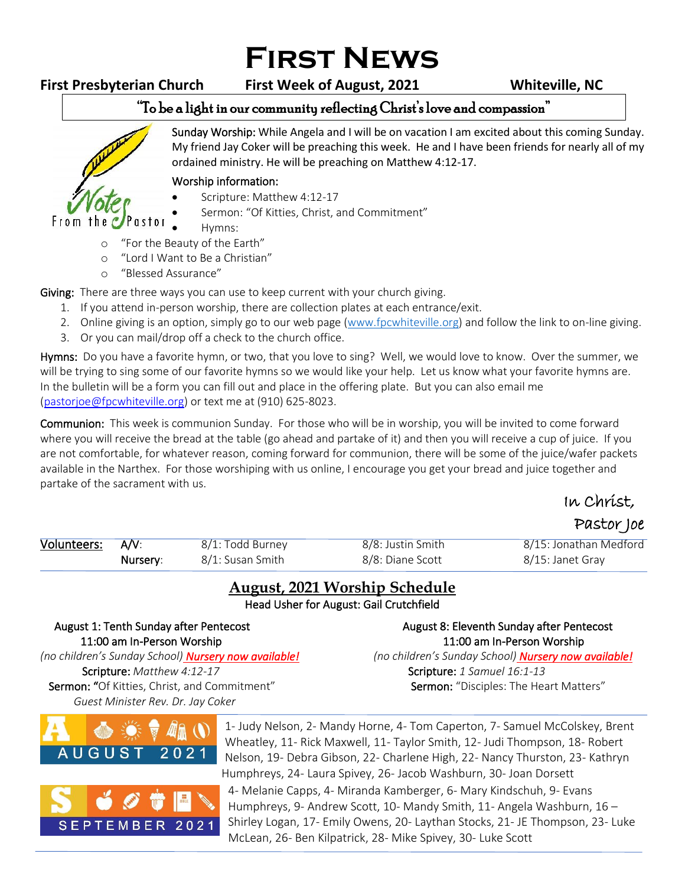# First News

**First Presbyterian Church** **First Week of August, 2021** **Whiteville, NC**

"To be a light in our community reflecting Christ's love and compassion"

Notes From the Pastor

Sunday Worship: While Angela and I will be on vacation I am excited about this coming Sunday. My friend Jay Coker will be preaching this week. He and I have been friends for nearly all of my ordained ministry. He will be preaching on Matthew 4:12-17.

Worship information:

- Scripture: Matthew 4:12-17
- Sermon: "Of Kitties, Christ, and Commitment"
- Hymns:
  - "For the Beauty of the Earth"
  - "Lord I Want to Be a Christian"
  - "Blessed Assurance"

Giving: There are three ways you can use to keep current with your church giving.

1. If you attend in-person worship, there are collection plates at each entrance/exit.
2. Online giving is an option, simply go to our web page (www.fpcwhiteville.org) and follow the link to on-line giving.
3. Or you can mail/drop off a check to the church office.

Hymns: Do you have a favorite hymn, or two, that you love to sing? Well, we would love to know. Over the summer, we will be trying to sing some of our favorite hymns so we would like your help. Let us know what your favorite hymns are. In the bulletin will be a form you can fill out and place in the offering plate. But you can also email me (pastorjoe@fpcwhiteville.org) or text me at (910) 625-8023.

Communion: This week is communion Sunday. For those who will be in worship, you will be invited to come forward where you will receive the bread at the table (go ahead and partake of it) and then you will receive a cup of juice. If you are not comfortable, for whatever reason, coming forward for communion, there will be some of the juice/wafer packets available in the Narthex. For those worshiping with us online, I encourage you get your bread and juice together and partake of the sacrament with us.

In Christ,
Pastor Joe

| **Volunteers:** | A/V: | 8/1: Todd Burney | 8/8: Justin Smith | 8/15: Jonathan Medford |
|---|---|---|---|---|
| | Nursery: | 8/1: Susan Smith | 8/8: Diane Scott | 8/15: Janet Gray |

## August, 2021 Worship Schedule

Head Usher for August: Gail Crutchfield

August 1: Tenth Sunday after Pentecost
11:00 am In-Person Worship
*(no children's Sunday School)* ***Nursery now available!***
Scripture: *Matthew 4:12-17*
Sermon: "Of Kitties, Christ, and Commitment"
*Guest Minister Rev. Dr. Jay Coker*

August 8: Eleventh Sunday after Pentecost
11:00 am In-Person Worship
*(no children's Sunday School)* ***Nursery now available!***
Scripture: *1 Samuel 16:1-13*
Sermon: "Disciples: The Heart Matters"

**AUGUST 2021**

1- Judy Nelson, 2- Mandy Horne, 4- Tom Caperton, 7- Samuel McColskey, Brent Wheatley, 11- Rick Maxwell, 11- Taylor Smith, 12- Judi Thompson, 18- Robert Nelson, 19- Debra Gibson, 22- Charlene High, 22- Nancy Thurston, 23- Kathryn Humphreys, 24- Laura Spivey, 26- Jacob Washburn, 30- Joan Dorsett

**SEPTEMBER 2021**

4- Melanie Capps, 4- Miranda Kamberger, 6- Mary Kindschuh, 9- Evans Humphreys, 9- Andrew Scott, 10- Mandy Smith, 11- Angela Washburn, 16 – Shirley Logan, 17- Emily Owens, 20- Laythan Stocks, 21- JE Thompson, 23- Luke McLean, 26- Ben Kilpatrick, 28- Mike Spivey, 30- Luke Scott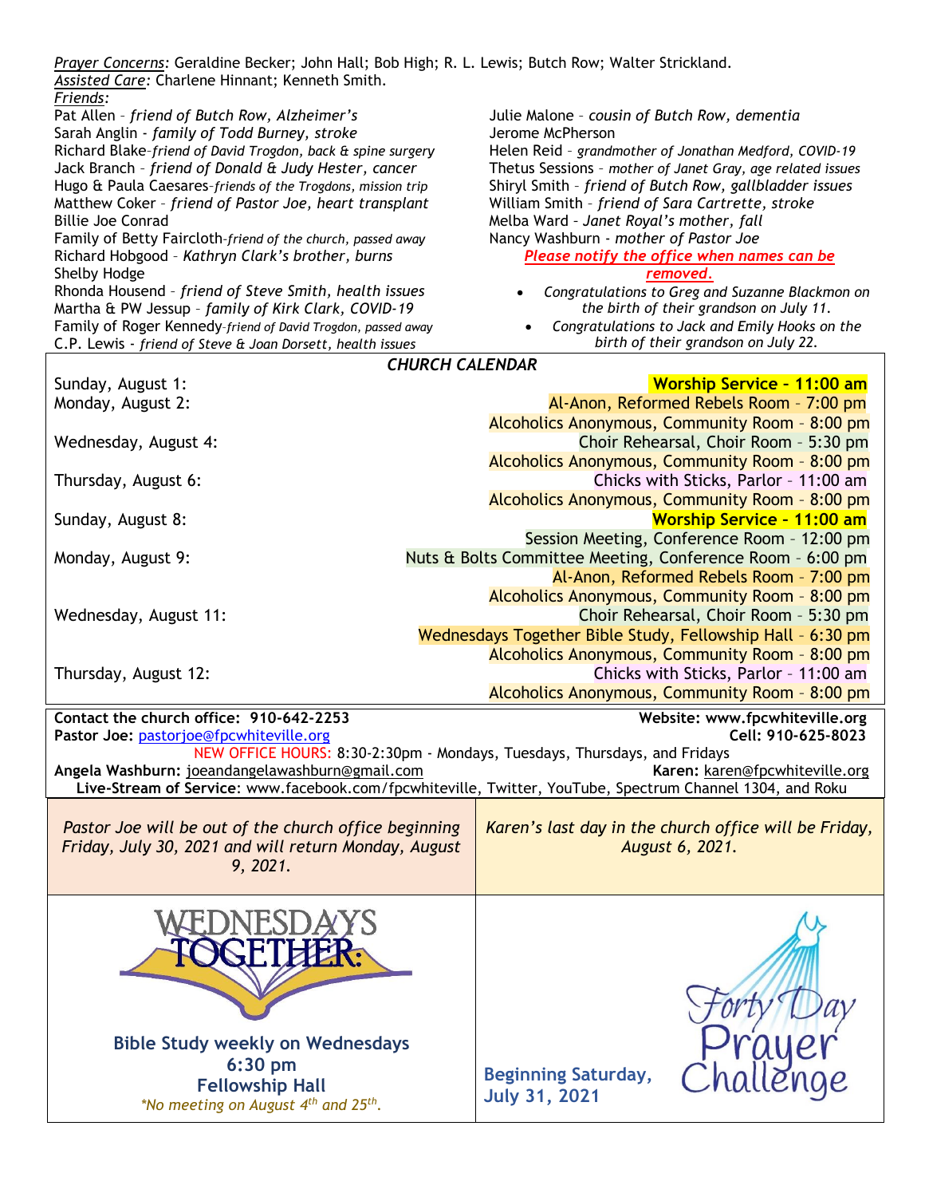*Prayer Concerns:* Geraldine Becker; John Hall; Bob High; R. L. Lewis; Butch Row; Walter Strickland.

*Assisted Care:* Charlene Hinnant; Kenneth Smith.

*Friends:*

Pat Allen – *friend of Butch Row, Alzheimer's*
Sarah Anglin - *family of Todd Burney, stroke*
Richard Blake–*friend of David Trogdon, back & spine surgery*
Jack Branch – *friend of Donald & Judy Hester, cancer*
Hugo & Paula Caesares–*friends of the Trogdons, mission trip*
Matthew Coker – *friend of Pastor Joe, heart transplant*
Billie Joe Conrad
Family of Betty Faircloth–*friend of the church, passed away*
Richard Hobgood – *Kathryn Clark's brother, burns*
Shelby Hodge
Rhonda Housend – *friend of Steve Smith, health issues*
Martha & PW Jessup – *family of Kirk Clark, COVID-19*
Family of Roger Kennedy–*friend of David Trogdon, passed away*
C.P. Lewis - *friend of Steve & Joan Dorsett, health issues*
Julie Malone – *cousin of Butch Row, dementia*
Jerome McPherson
Helen Reid – *grandmother of Jonathan Medford, COVID-19*
Thetus Sessions – *mother of Janet Gray, age related issues*
Shiryl Smith – *friend of Butch Row, gallbladder issues*
William Smith – *friend of Sara Cartrette, stroke*
Melba Ward – *Janet Royal's mother, fall*
Nancy Washburn - *mother of Pastor Joe*

***Please notify the office when names can be removed.***

- *Congratulations to Greg and Suzanne Blackmon on the birth of their grandson on July 11.*
- *Congratulations to Jack and Emily Hooks on the birth of their grandson on July 22.*

## *CHURCH CALENDAR*

| Date | Event |
|---|---|
| Sunday, August 1: | **Worship Service - 11:00 am** |
| Monday, August 2: | Al-Anon, Reformed Rebels Room – 7:00 pm |
| | Alcoholics Anonymous, Community Room – 8:00 pm |
| Wednesday, August 4: | Choir Rehearsal, Choir Room – 5:30 pm |
| | Alcoholics Anonymous, Community Room – 8:00 pm |
| Thursday, August 6: | Chicks with Sticks, Parlor – 11:00 am |
| | Alcoholics Anonymous, Community Room – 8:00 pm |
| Sunday, August 8: | **Worship Service - 11:00 am** |
| | Session Meeting, Conference Room – 12:00 pm |
| Monday, August 9: | Nuts & Bolts Committee Meeting, Conference Room – 6:00 pm |
| | Al-Anon, Reformed Rebels Room – 7:00 pm |
| | Alcoholics Anonymous, Community Room – 8:00 pm |
| Wednesday, August 11: | Choir Rehearsal, Choir Room – 5:30 pm |
| | Wednesdays Together Bible Study, Fellowship Hall – 6:30 pm |
| | Alcoholics Anonymous, Community Room – 8:00 pm |
| Thursday, August 12: | Chicks with Sticks, Parlor – 11:00 am |
| | Alcoholics Anonymous, Community Room – 8:00 pm |

**Contact the church office: 910-642-2253** **Website: www.fpcwhiteville.org**
**Pastor Joe:** pastorjoe@fpcwhiteville.org **Cell: 910-625-8023**
NEW OFFICE HOURS: 8:30-2:30pm - Mondays, Tuesdays, Thursdays, and Fridays
**Angela Washburn:** joeandangelawashburn@gmail.com **Karen:** karen@fpcwhiteville.org
**Live-Stream of Service**: www.facebook.com/fpcwhiteville, Twitter, YouTube, Spectrum Channel 1304, and Roku

*Pastor Joe will be out of the church office beginning Friday, July 30, 2021 and will return Monday, August 9, 2021.*

*Karen's last day in the church office will be Friday, August 6, 2021.*

WEDNESDAYS TOGETHER

**Bible Study weekly on Wednesdays**
**6:30 pm**
**Fellowship Hall**
*\*No meeting on August 4th and 25th.*

Forty Day Prayer Challenge

**Beginning Saturday, July 31, 2021**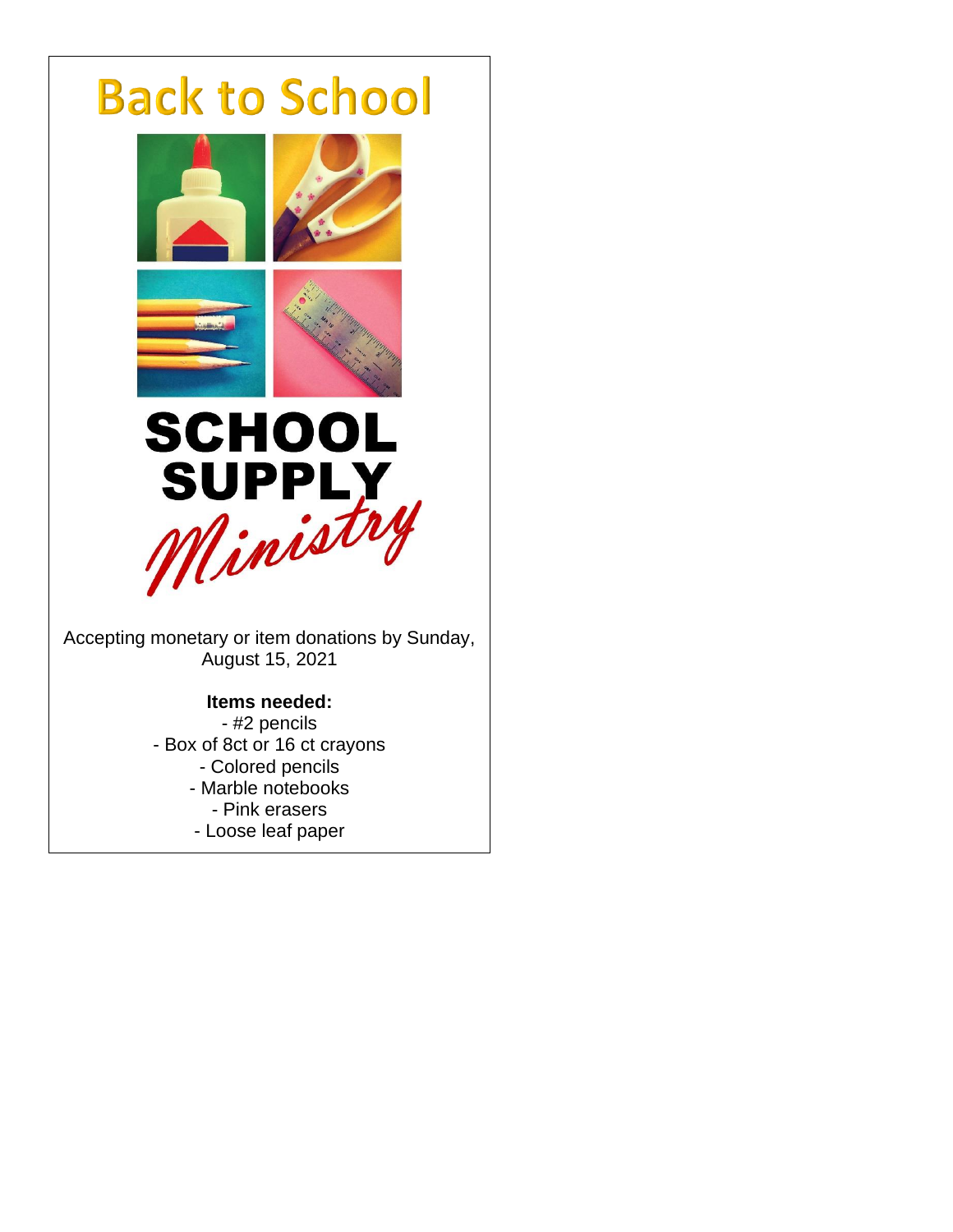# Back to School

# SCHOOL SUPPLY

## *Ministry*

Accepting monetary or item donations by Sunday, August 15, 2021

**Items needed:**

- #2 pencils
- Box of 8ct or 16 ct crayons
- Colored pencils
- Marble notebooks
- Pink erasers
- Loose leaf paper